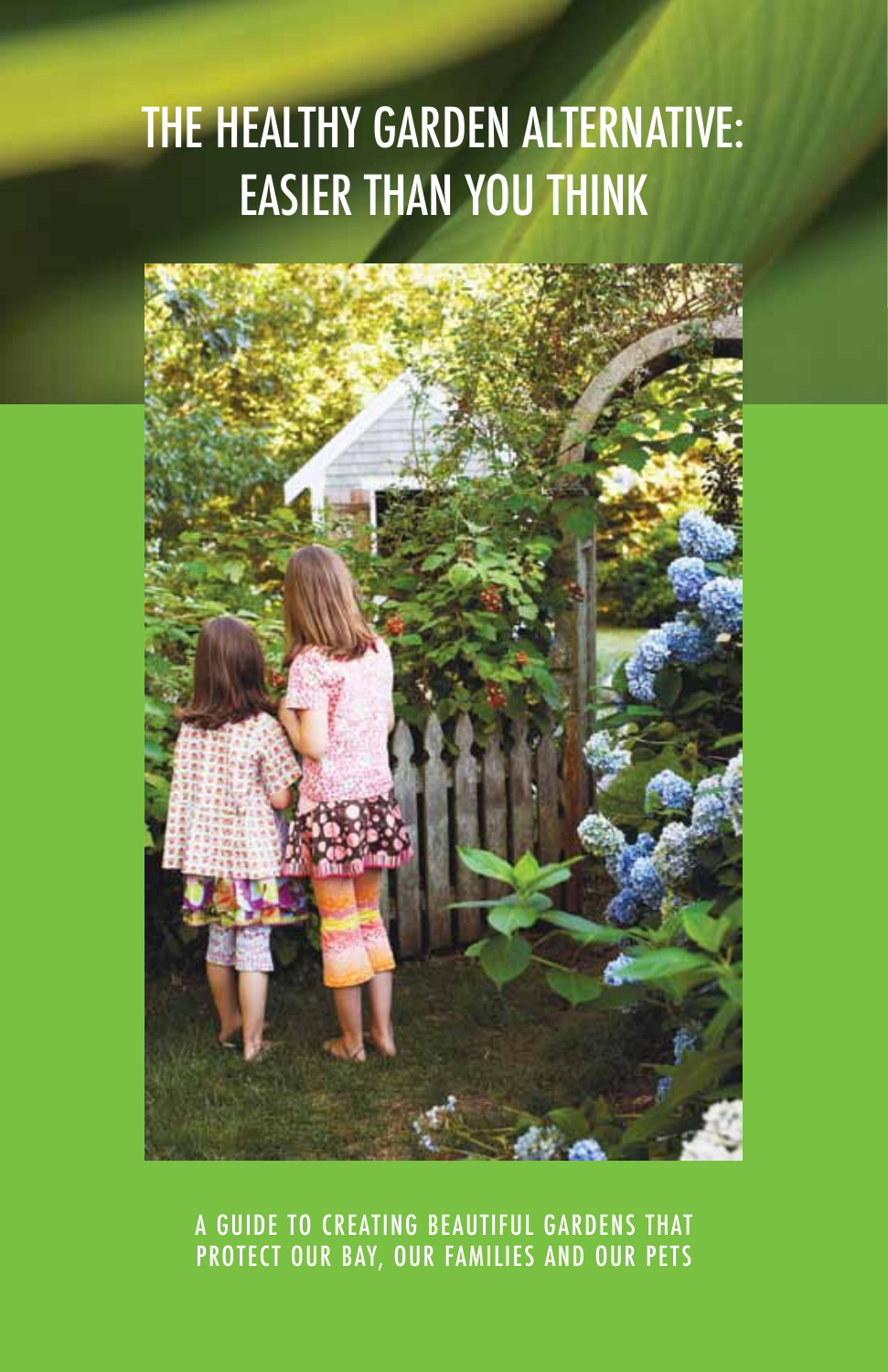# THE HEALTHY GARDEN ALTERNATIVE: EASIER THAN YOU THINK

A GUIDE TO CREATING BEAUTIFUL GARDENS THAT PROTECT OUR BAY, OUR FAMILIES AND OUR PETS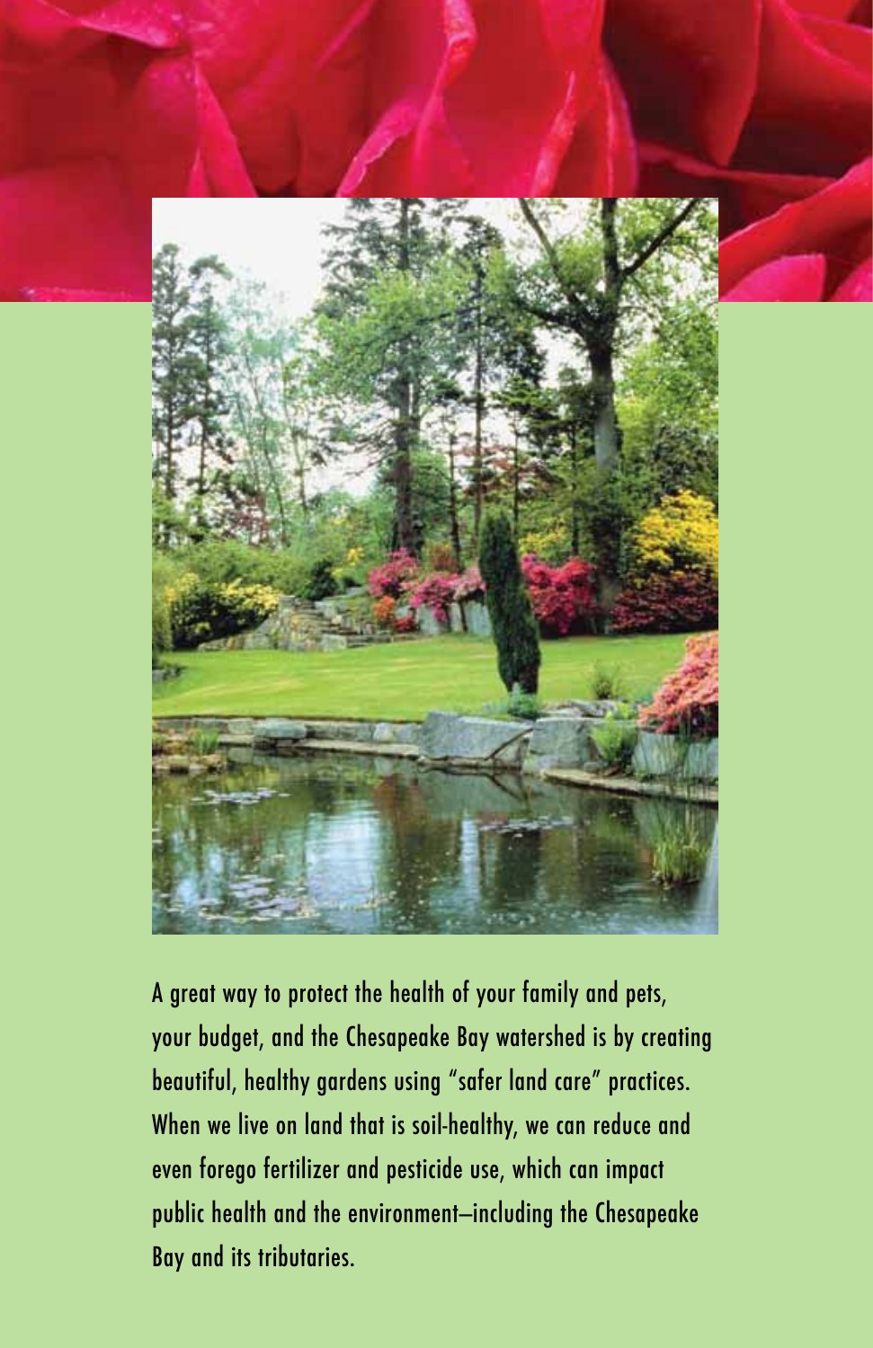A great way to protect the health of your family and pets, your budget, and the Chesapeake Bay watershed is by creating beautiful, healthy gardens using "safer land care" practices. When we live on land that is soil-healthy, we can reduce and even forego fertilizer and pesticide use, which can impact public health and the environment–including the Chesapeake Bay and its tributaries.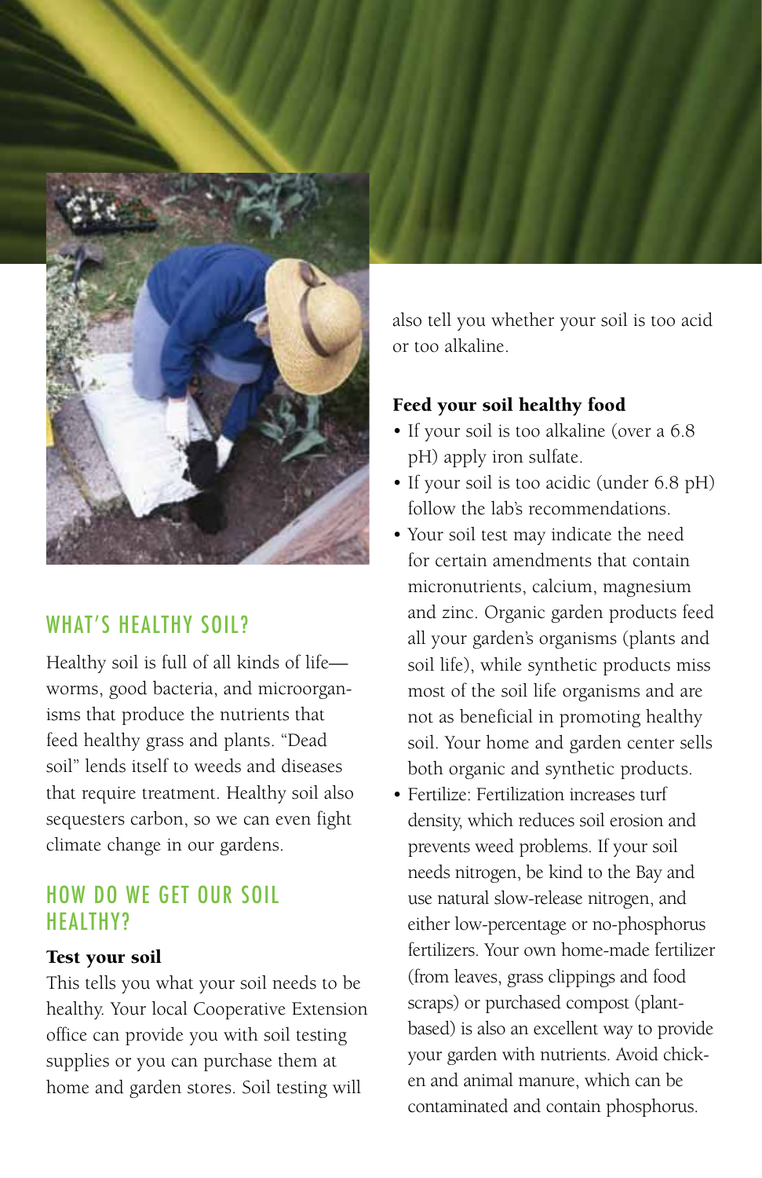## WHAT'S HEALTHY SOIL?

Healthy soil is full of all kinds of life—worms, good bacteria, and microorganisms that produce the nutrients that feed healthy grass and plants. "Dead soil" lends itself to weeds and diseases that require treatment. Healthy soil also sequesters carbon, so we can even fight climate change in our gardens.

## HOW DO WE GET OUR SOIL HEALTHY?

**Test your soil**

This tells you what your soil needs to be healthy. Your local Cooperative Extension office can provide you with soil testing supplies or you can purchase them at home and garden stores. Soil testing will also tell you whether your soil is too acid or too alkaline.

**Feed your soil healthy food**

- If your soil is too alkaline (over a 6.8 pH) apply iron sulfate.
- If your soil is too acidic (under 6.8 pH) follow the lab's recommendations.
- Your soil test may indicate the need for certain amendments that contain micronutrients, calcium, magnesium and zinc. Organic garden products feed all your garden's organisms (plants and soil life), while synthetic products miss most of the soil life organisms and are not as beneficial in promoting healthy soil. Your home and garden center sells both organic and synthetic products.
- Fertilize: Fertilization increases turf density, which reduces soil erosion and prevents weed problems. If your soil needs nitrogen, be kind to the Bay and use natural slow-release nitrogen, and either low-percentage or no-phosphorus fertilizers. Your own home-made fertilizer (from leaves, grass clippings and food scraps) or purchased compost (plant-based) is also an excellent way to provide your garden with nutrients. Avoid chicken and animal manure, which can be contaminated and contain phosphorus.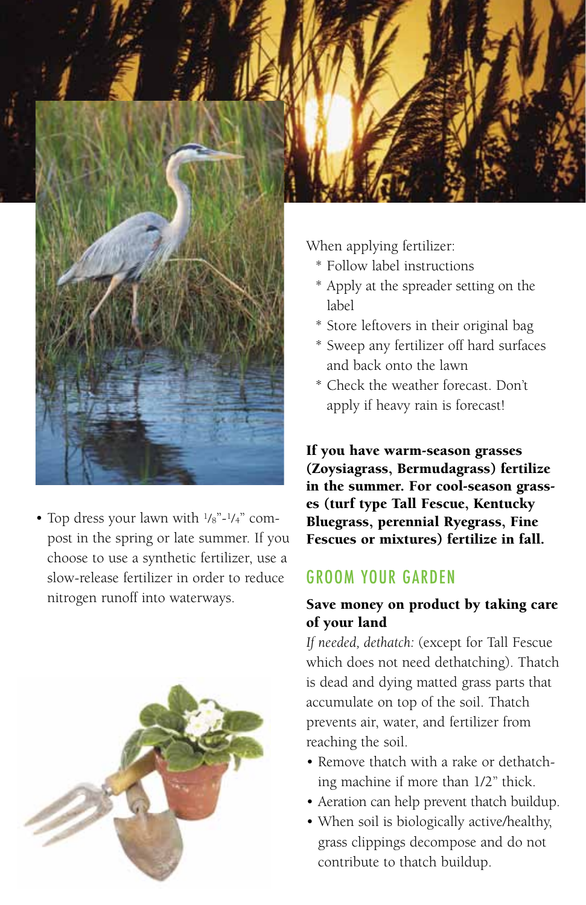- Top dress your lawn with 1/8"-1/4" compost in the spring or late summer. If you choose to use a synthetic fertilizer, use a slow-release fertilizer in order to reduce nitrogen runoff into waterways.

When applying fertilizer:

* Follow label instructions
* Apply at the spreader setting on the label
* Store leftovers in their original bag
* Sweep any fertilizer off hard surfaces and back onto the lawn
* Check the weather forecast. Don't apply if heavy rain is forecast!

**If you have warm-season grasses (Zoysiagrass, Bermudagrass) fertilize in the summer. For cool-season grasses (turf type Tall Fescue, Kentucky Bluegrass, perennial Ryegrass, Fine Fescues or mixtures) fertilize in fall.**

## GROOM YOUR GARDEN

**Save money on product by taking care of your land**

*If needed, dethatch:* (except for Tall Fescue which does not need dethatching). Thatch is dead and dying matted grass parts that accumulate on top of the soil. Thatch prevents air, water, and fertilizer from reaching the soil.

- Remove thatch with a rake or dethatching machine if more than 1/2" thick.
- Aeration can help prevent thatch buildup.
- When soil is biologically active/healthy, grass clippings decompose and do not contribute to thatch buildup.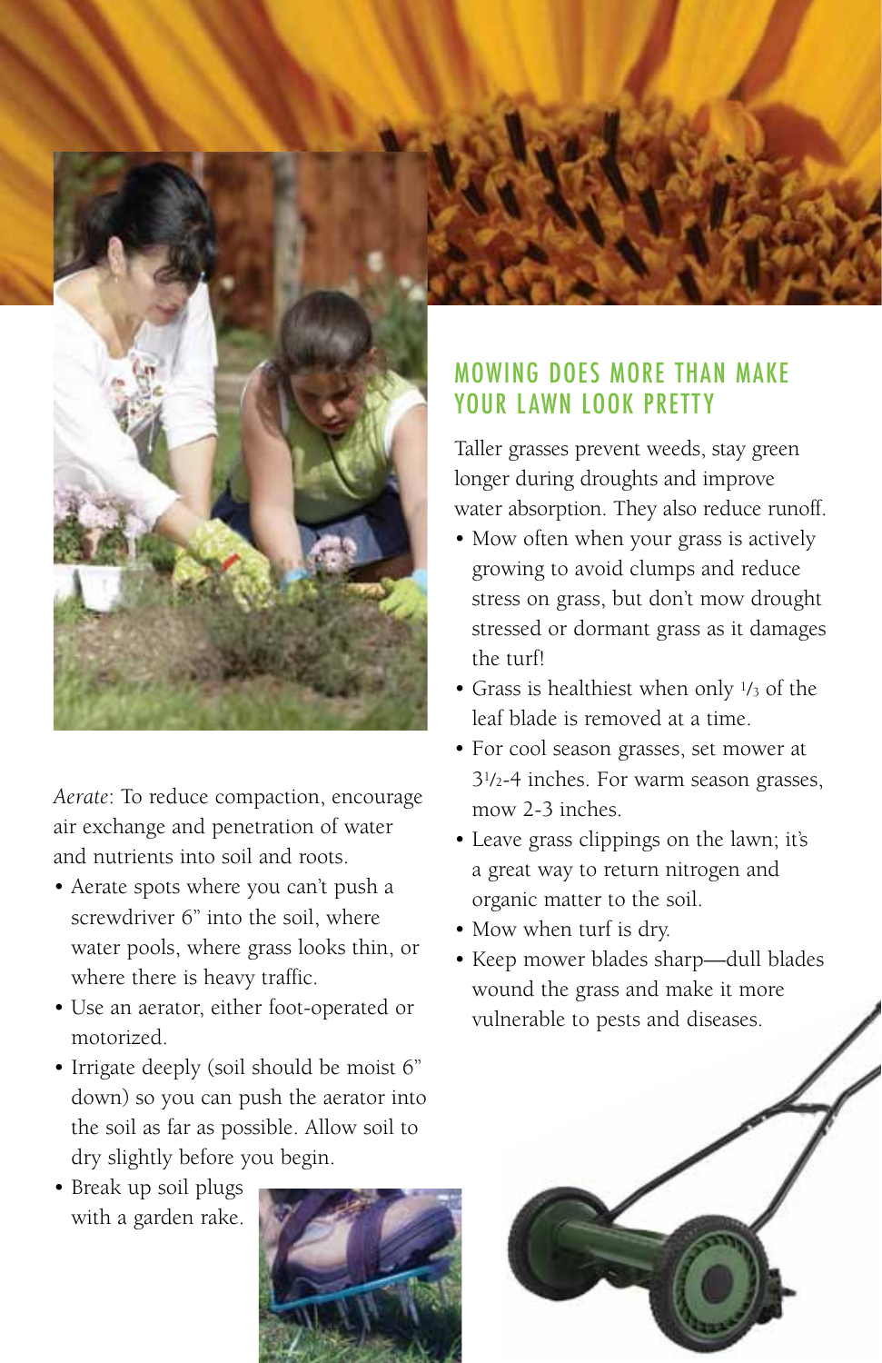*Aerate*: To reduce compaction, encourage air exchange and penetration of water and nutrients into soil and roots.

- Aerate spots where you can't push a screwdriver 6" into the soil, where water pools, where grass looks thin, or where there is heavy traffic.
- Use an aerator, either foot-operated or motorized.
- Irrigate deeply (soil should be moist 6" down) so you can push the aerator into the soil as far as possible. Allow soil to dry slightly before you begin.
- Break up soil plugs with a garden rake.

## MOWING DOES MORE THAN MAKE YOUR LAWN LOOK PRETTY

Taller grasses prevent weeds, stay green longer during droughts and improve water absorption. They also reduce runoff.

- Mow often when your grass is actively growing to avoid clumps and reduce stress on grass, but don't mow drought stressed or dormant grass as it damages the turf!
- Grass is healthiest when only 1/3 of the leaf blade is removed at a time.
- For cool season grasses, set mower at 3 1/2-4 inches. For warm season grasses, mow 2-3 inches.
- Leave grass clippings on the lawn; it's a great way to return nitrogen and organic matter to the soil.
- Mow when turf is dry.
- Keep mower blades sharp—dull blades wound the grass and make it more vulnerable to pests and diseases.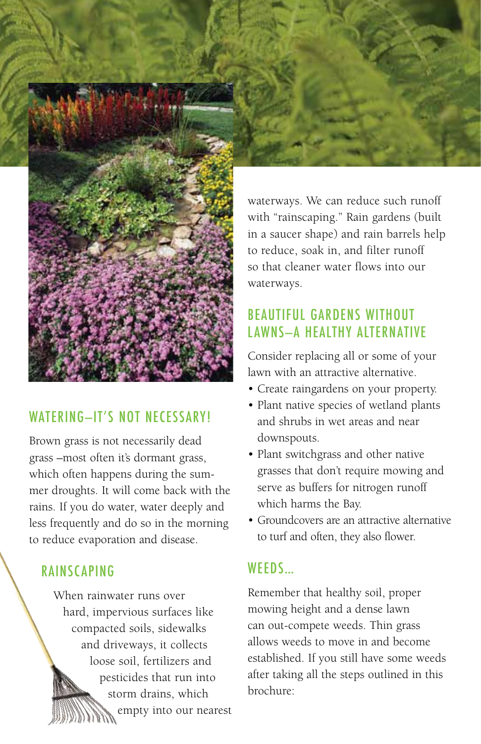## WATERING—IT'S NOT NECESSARY!

Brown grass is not necessarily dead grass –most often it's dormant grass, which often happens during the summer droughts. It will come back with the rains. If you do water, water deeply and less frequently and do so in the morning to reduce evaporation and disease.

## RAINSCAPING

When rainwater runs over hard, impervious surfaces like compacted soils, sidewalks and driveways, it collects loose soil, fertilizers and pesticides that run into storm drains, which empty into our nearest waterways. We can reduce such runoff with "rainscaping." Rain gardens (built in a saucer shape) and rain barrels help to reduce, soak in, and filter runoff so that cleaner water flows into our waterways.

## BEAUTIFUL GARDENS WITHOUT LAWNS—A HEALTHY ALTERNATIVE

Consider replacing all or some of your lawn with an attractive alternative.

- Create raingardens on your property.
- Plant native species of wetland plants and shrubs in wet areas and near downspouts.
- Plant switchgrass and other native grasses that don't require mowing and serve as buffers for nitrogen runoff which harms the Bay.
- Groundcovers are an attractive alternative to turf and often, they also flower.

## WEEDS...

Remember that healthy soil, proper mowing height and a dense lawn can out-compete weeds. Thin grass allows weeds to move in and become established. If you still have some weeds after taking all the steps outlined in this brochure: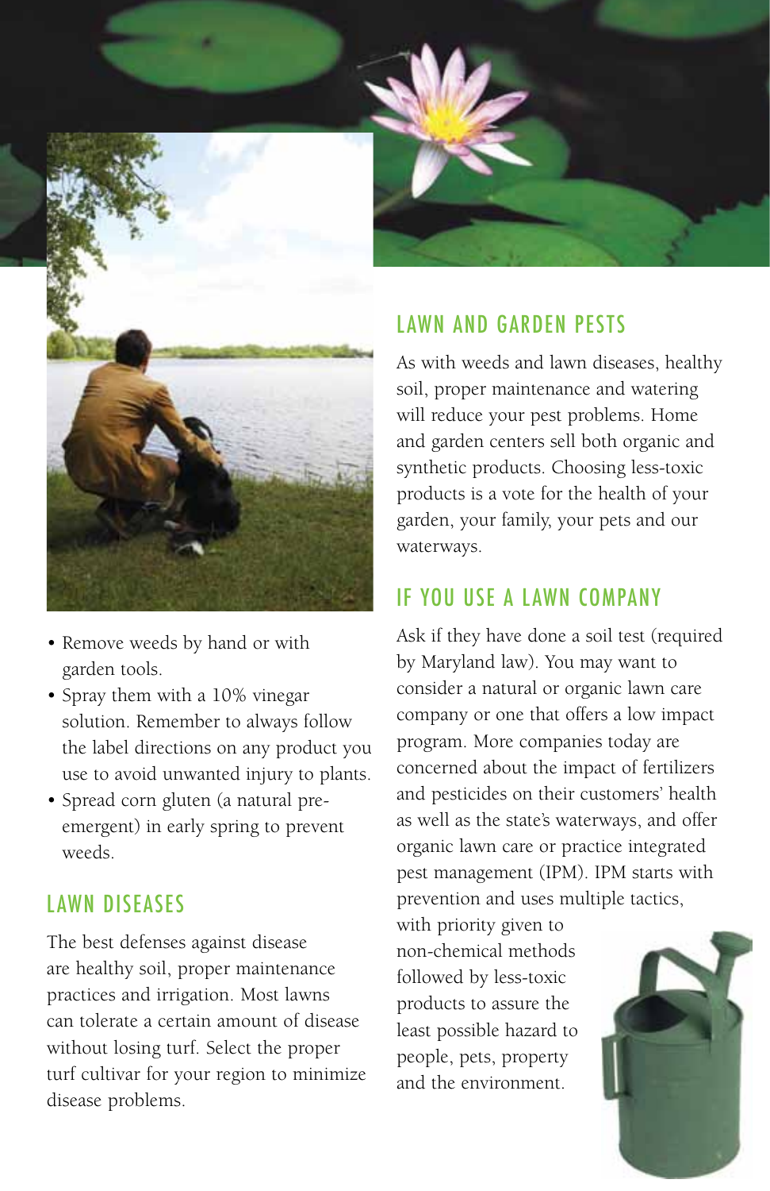- Remove weeds by hand or with garden tools.
- Spray them with a 10% vinegar solution. Remember to always follow the label directions on any product you use to avoid unwanted injury to plants.
- Spread corn gluten (a natural pre-emergent) in early spring to prevent weeds.

## LAWN DISEASES

The best defenses against disease are healthy soil, proper maintenance practices and irrigation. Most lawns can tolerate a certain amount of disease without losing turf. Select the proper turf cultivar for your region to minimize disease problems.

## LAWN AND GARDEN PESTS

As with weeds and lawn diseases, healthy soil, proper maintenance and watering will reduce your pest problems. Home and garden centers sell both organic and synthetic products. Choosing less-toxic products is a vote for the health of your garden, your family, your pets and our waterways.

## IF YOU USE A LAWN COMPANY

Ask if they have done a soil test (required by Maryland law). You may want to consider a natural or organic lawn care company or one that offers a low impact program. More companies today are concerned about the impact of fertilizers and pesticides on their customers' health as well as the state's waterways, and offer organic lawn care or practice integrated pest management (IPM). IPM starts with prevention and uses multiple tactics, with priority given to non-chemical methods followed by less-toxic products to assure the least possible hazard to people, pets, property and the environment.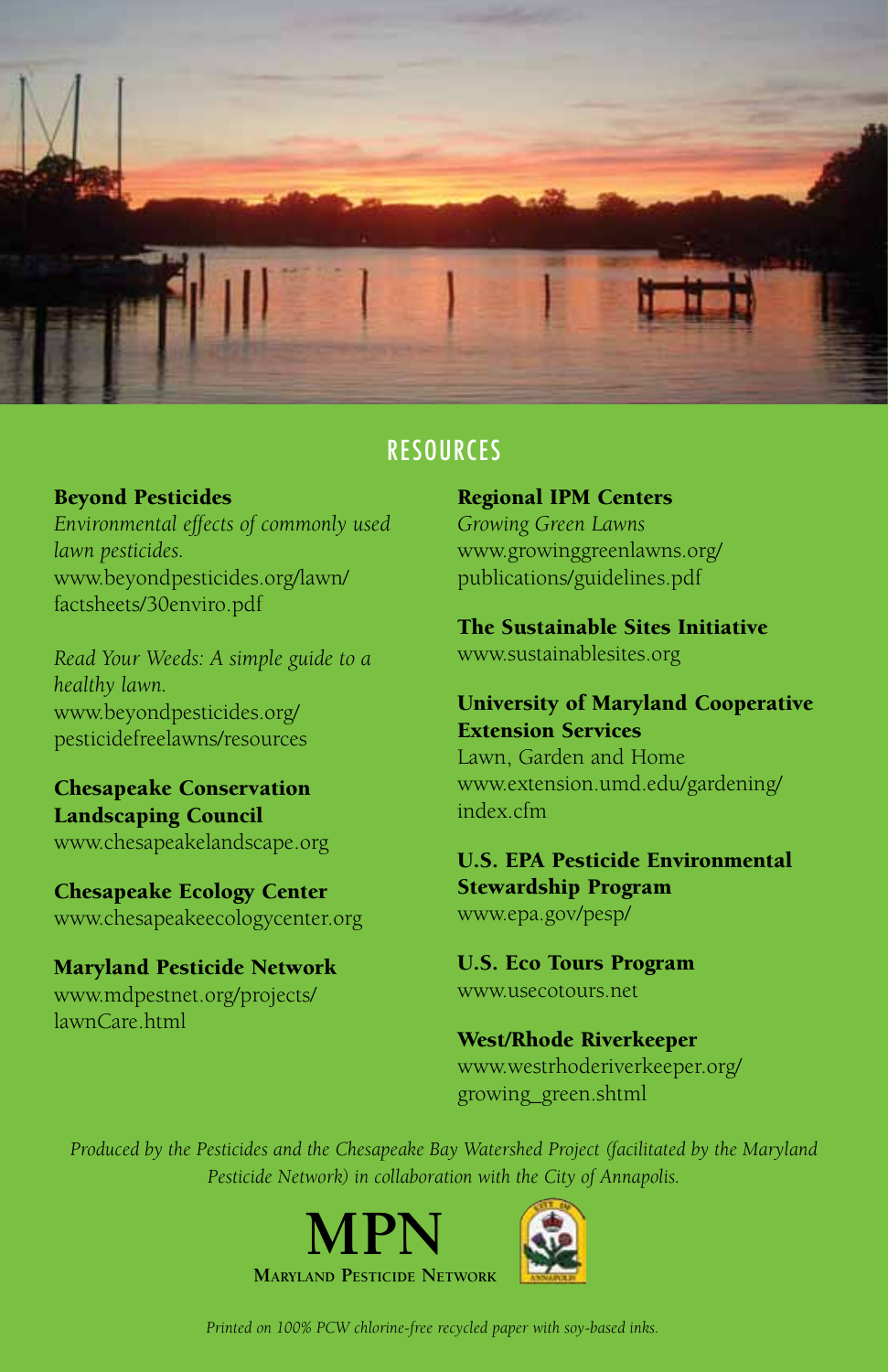## RESOURCES

**Beyond Pesticides**
*Environmental effects of commonly used lawn pesticides.*
www.beyondpesticides.org/lawn/factsheets/30enviro.pdf

*Read Your Weeds: A simple guide to a healthy lawn.*
www.beyondpesticides.org/pesticidefreelawns/resources

**Chesapeake Conservation Landscaping Council**
www.chesapeakelandscape.org

**Chesapeake Ecology Center**
www.chesapeakeecologycenter.org

**Maryland Pesticide Network**
www.mdpestnet.org/projects/lawnCare.html

**Regional IPM Centers**
*Growing Green Lawns*
www.growinggreenlawns.org/publications/guidelines.pdf

**The Sustainable Sites Initiative**
www.sustainablesites.org

**University of Maryland Cooperative Extension Services**
Lawn, Garden and Home
www.extension.umd.edu/gardening/index.cfm

**U.S. EPA Pesticide Environmental Stewardship Program**
www.epa.gov/pesp/

**U.S. Eco Tours Program**
www.usecotours.net

**West/Rhode Riverkeeper**
www.westrhoderiverkeeper.org/growing_green.shtml

*Produced by the Pesticides and the Chesapeake Bay Watershed Project (facilitated by the Maryland Pesticide Network) in collaboration with the City of Annapolis.*

**MPN**
MARYLAND PESTICIDE NETWORK

*Printed on 100% PCW chlorine-free recycled paper with soy-based inks.*